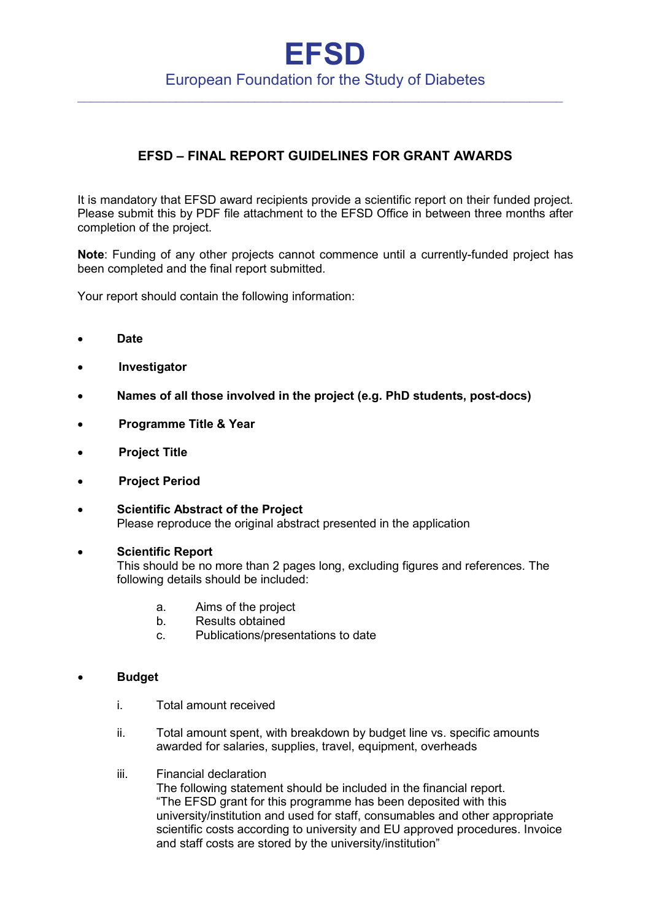# EFSD

European Foundation for the Study of Diabetes

---

## EFSD – FINAL REPORT GUIDELINES FOR GRANT AWARDS

It is mandatory that EFSD award recipients provide a scientific report on their funded project. Please submit this by PDF file attachment to the EFSD Office in between three months after completion of the project.

**Note**: Funding of any other projects cannot commence until a currently-funded project has been completed and the final report submitted.

Your report should contain the following information:

- **Date**
- **Investigator**
- **Names of all those involved in the project (e.g. PhD students, post-docs)**
- **Programme Title & Year**
- **Project Title**
- **Project Period**
- **Scientific Abstract of the Project**
  Please reproduce the original abstract presented in the application
- **Scientific Report**
  This should be no more than 2 pages long, excluding figures and references. The following details should be included:
  - a. Aims of the project
  - b. Results obtained
  - c. Publications/presentations to date
- **Budget**
  - i. Total amount received
  - ii. Total amount spent, with breakdown by budget line vs. specific amounts awarded for salaries, supplies, travel, equipment, overheads
  - iii. Financial declaration
    The following statement should be included in the financial report.
    "The EFSD grant for this programme has been deposited with this university/institution and used for staff, consumables and other appropriate scientific costs according to university and EU approved procedures. Invoice and staff costs are stored by the university/institution"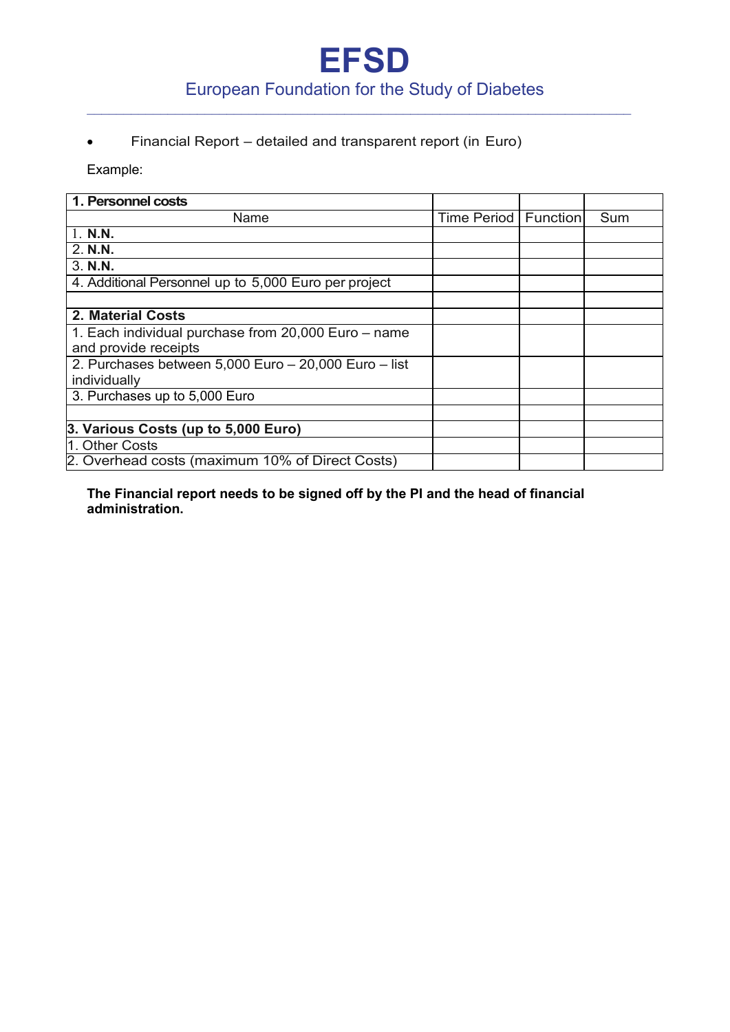# EFSD

## European Foundation for the Study of Diabetes

- Financial Report – detailed and transparent report (in Euro)

Example:

| **1. Personnel costs** | | | |
|---|---|---|---|
| Name | Time Period | Function | Sum |
| 1. **N.N.** | | | |
| 2. **N.N.** | | | |
| 3. **N.N.** | | | |
| 4. Additional Personnel up to 5,000 Euro per project | | | |
| | | | |
| **2. Material Costs** | | | |
| 1. Each individual purchase from 20,000 Euro – name and provide receipts | | | |
| 2. Purchases between 5,000 Euro – 20,000 Euro – list individually | | | |
| 3. Purchases up to 5,000 Euro | | | |
| | | | |
| **3. Various Costs (up to 5,000 Euro)** | | | |
| 1. Other Costs | | | |
| 2. Overhead costs (maximum 10% of Direct Costs) | | | |

**The Financial report needs to be signed off by the PI and the head of financial administration.**